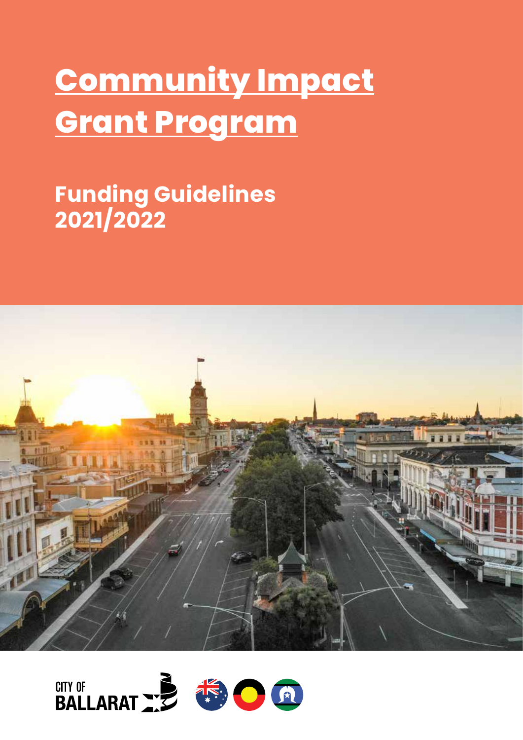# Community Impact Grant Program

## Funding Guidelines 2021/2022

CITY OF BALLARAT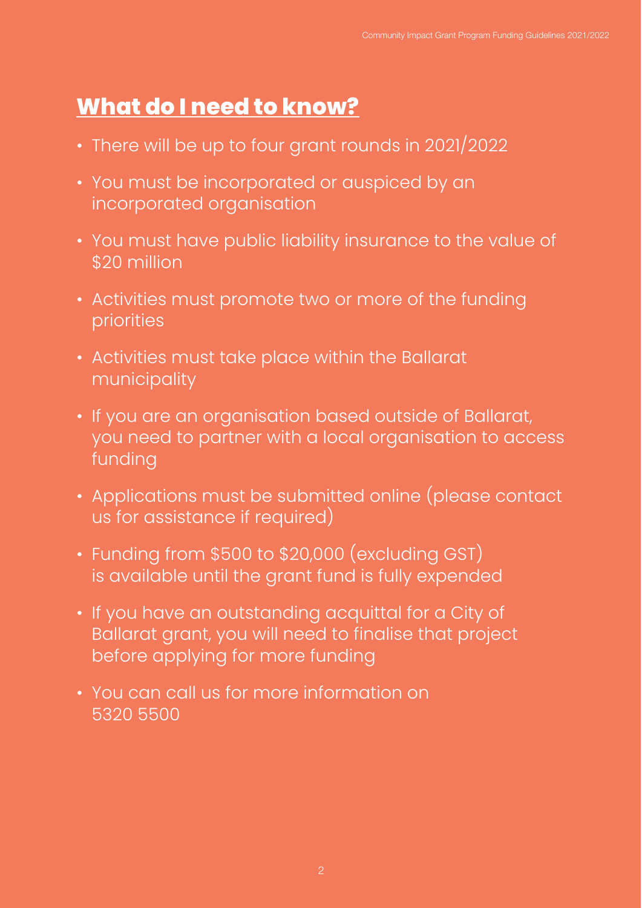# What do I need to know?

- There will be up to four grant rounds in 2021/2022
- You must be incorporated or auspiced by an incorporated organisation
- You must have public liability insurance to the value of $20 million
- Activities must promote two or more of the funding priorities
- Activities must take place within the Ballarat municipality
- If you are an organisation based outside of Ballarat, you need to partner with a local organisation to access funding
- Applications must be submitted online (please contact us for assistance if required)
- Funding from $500 to $20,000 (excluding GST) is available until the grant fund is fully expended
- If you have an outstanding acquittal for a City of Ballarat grant, you will need to finalise that project before applying for more funding
- You can call us for more information on 5320 5500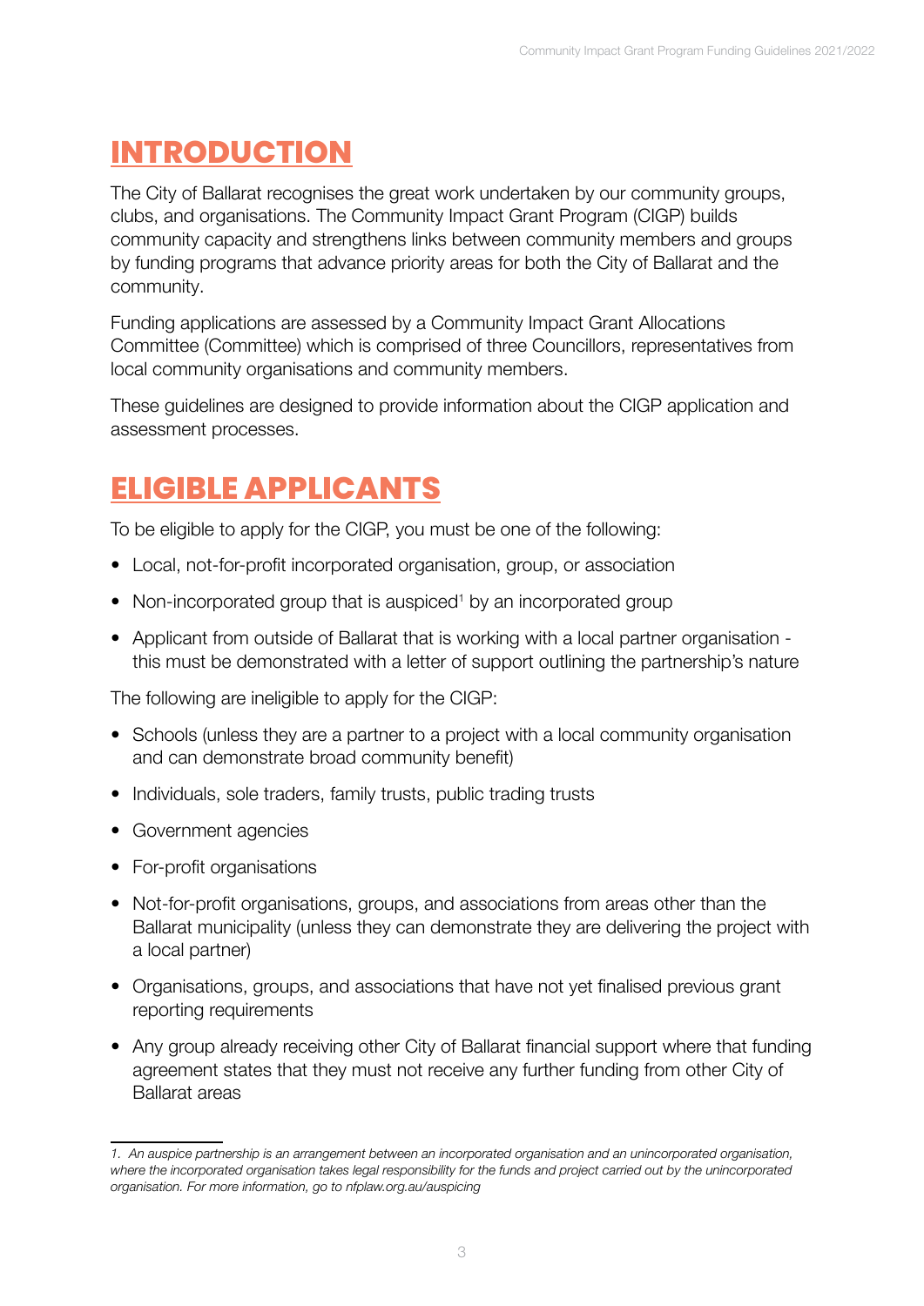# INTRODUCTION

The City of Ballarat recognises the great work undertaken by our community groups, clubs, and organisations. The Community Impact Grant Program (CIGP) builds community capacity and strengthens links between community members and groups by funding programs that advance priority areas for both the City of Ballarat and the community.

Funding applications are assessed by a Community Impact Grant Allocations Committee (Committee) which is comprised of three Councillors, representatives from local community organisations and community members.

These guidelines are designed to provide information about the CIGP application and assessment processes.

# ELIGIBLE APPLICANTS

To be eligible to apply for the CIGP, you must be one of the following:

- Local, not-for-profit incorporated organisation, group, or association
- Non-incorporated group that is auspiced[1] by an incorporated group
- Applicant from outside of Ballarat that is working with a local partner organisation - this must be demonstrated with a letter of support outlining the partnership's nature

The following are ineligible to apply for the CIGP:

- Schools (unless they are a partner to a project with a local community organisation and can demonstrate broad community benefit)
- Individuals, sole traders, family trusts, public trading trusts
- Government agencies
- For-profit organisations
- Not-for-profit organisations, groups, and associations from areas other than the Ballarat municipality (unless they can demonstrate they are delivering the project with a local partner)
- Organisations, groups, and associations that have not yet finalised previous grant reporting requirements
- Any group already receiving other City of Ballarat financial support where that funding agreement states that they must not receive any further funding from other City of Ballarat areas

*1. An auspice partnership is an arrangement between an incorporated organisation and an unincorporated organisation, where the incorporated organisation takes legal responsibility for the funds and project carried out by the unincorporated organisation. For more information, go to nfplaw.org.au/auspicing*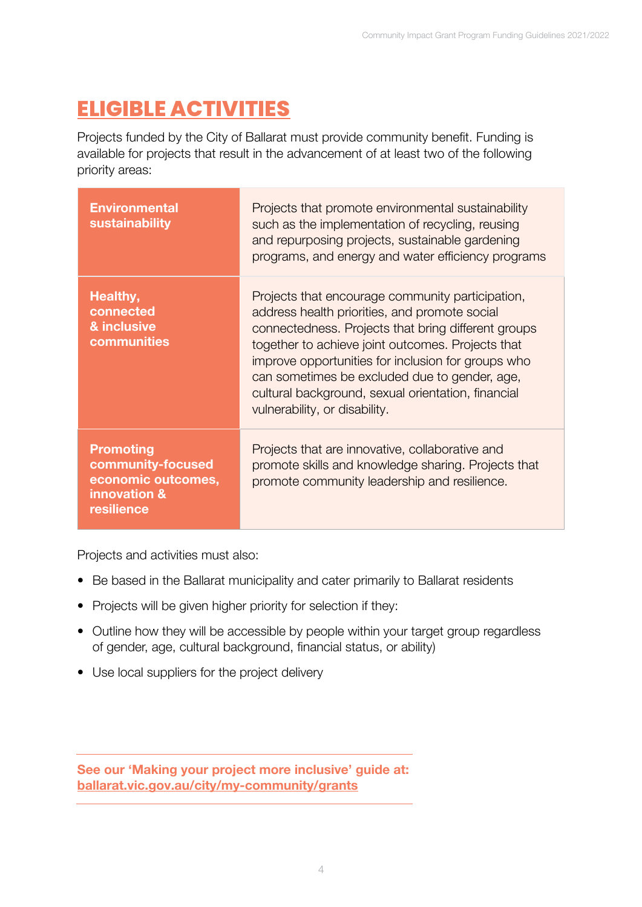# ELIGIBLE ACTIVITIES

Projects funded by the City of Ballarat must provide community benefit. Funding is available for projects that result in the advancement of at least two of the following priority areas:

| Priority area | Description |
| --- | --- |
| **Environmental sustainability** | Projects that promote environmental sustainability such as the implementation of recycling, reusing and repurposing projects, sustainable gardening programs, and energy and water efficiency programs |
| **Healthy, connected & inclusive communities** | Projects that encourage community participation, address health priorities, and promote social connectedness. Projects that bring different groups together to achieve joint outcomes. Projects that improve opportunities for inclusion for groups who can sometimes be excluded due to gender, age, cultural background, sexual orientation, financial vulnerability, or disability. |
| **Promoting community-focused economic outcomes, innovation & resilience** | Projects that are innovative, collaborative and promote skills and knowledge sharing. Projects that promote community leadership and resilience. |

Projects and activities must also:

- Be based in the Ballarat municipality and cater primarily to Ballarat residents
- Projects will be given higher priority for selection if they:
- Outline how they will be accessible by people within your target group regardless of gender, age, cultural background, financial status, or ability)
- Use local suppliers for the project delivery

**See our 'Making your project more inclusive' guide at: ballarat.vic.gov.au/city/my-community/grants**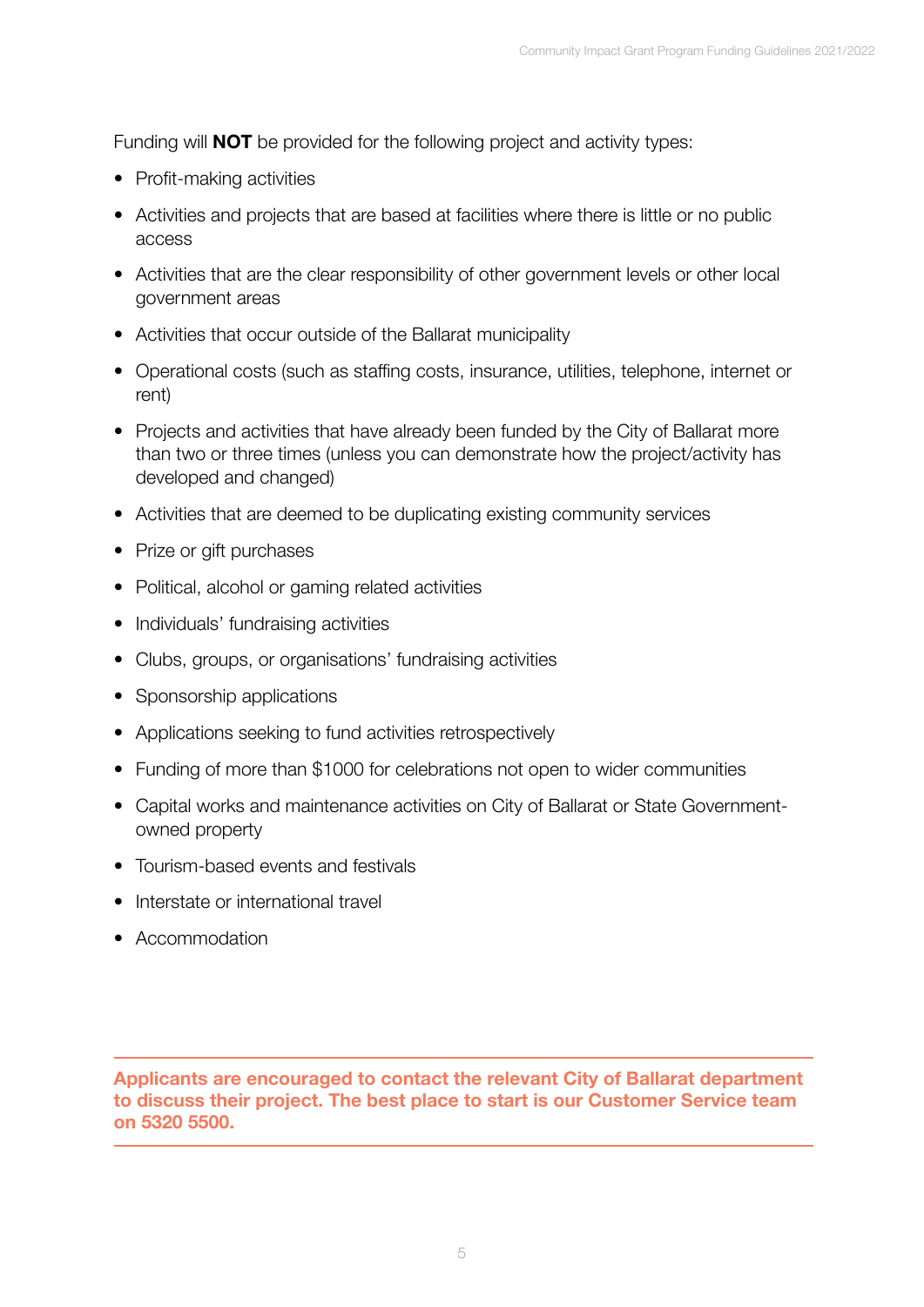Funding will **NOT** be provided for the following project and activity types:

- Profit-making activities
- Activities and projects that are based at facilities where there is little or no public access
- Activities that are the clear responsibility of other government levels or other local government areas
- Activities that occur outside of the Ballarat municipality
- Operational costs (such as staffing costs, insurance, utilities, telephone, internet or rent)
- Projects and activities that have already been funded by the City of Ballarat more than two or three times (unless you can demonstrate how the project/activity has developed and changed)
- Activities that are deemed to be duplicating existing community services
- Prize or gift purchases
- Political, alcohol or gaming related activities
- Individuals' fundraising activities
- Clubs, groups, or organisations' fundraising activities
- Sponsorship applications
- Applications seeking to fund activities retrospectively
- Funding of more than $1000 for celebrations not open to wider communities
- Capital works and maintenance activities on City of Ballarat or State Government-owned property
- Tourism-based events and festivals
- Interstate or international travel
- Accommodation

---

**Applicants are encouraged to contact the relevant City of Ballarat department to discuss their project. The best place to start is our Customer Service team on 5320 5500.**

---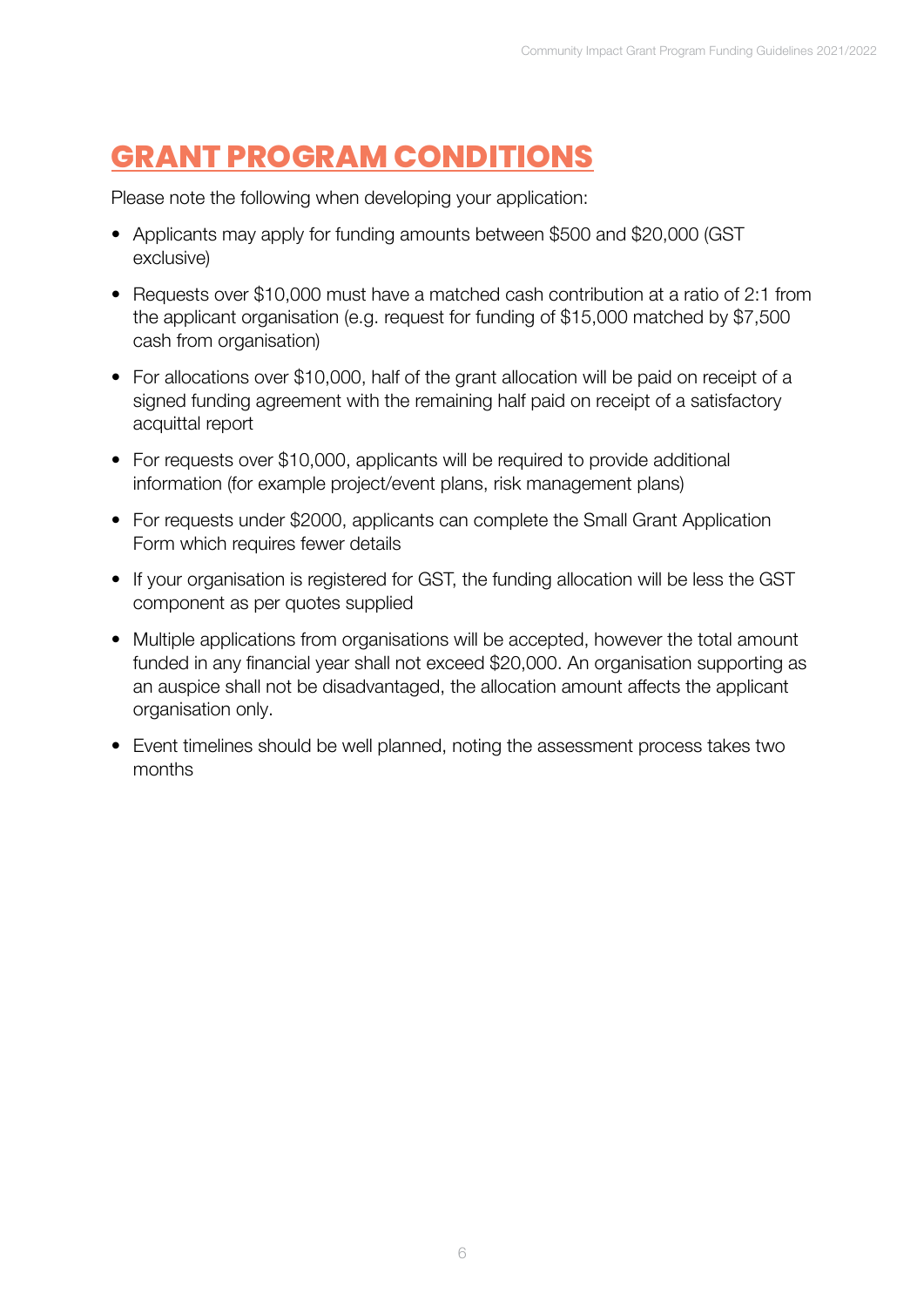# GRANT PROGRAM CONDITIONS

Please note the following when developing your application:

- Applicants may apply for funding amounts between $500 and $20,000 (GST exclusive)
- Requests over $10,000 must have a matched cash contribution at a ratio of 2:1 from the applicant organisation (e.g. request for funding of $15,000 matched by $7,500 cash from organisation)
- For allocations over $10,000, half of the grant allocation will be paid on receipt of a signed funding agreement with the remaining half paid on receipt of a satisfactory acquittal report
- For requests over $10,000, applicants will be required to provide additional information (for example project/event plans, risk management plans)
- For requests under $2000, applicants can complete the Small Grant Application Form which requires fewer details
- If your organisation is registered for GST, the funding allocation will be less the GST component as per quotes supplied
- Multiple applications from organisations will be accepted, however the total amount funded in any financial year shall not exceed $20,000. An organisation supporting as an auspice shall not be disadvantaged, the allocation amount affects the applicant organisation only.
- Event timelines should be well planned, noting the assessment process takes two months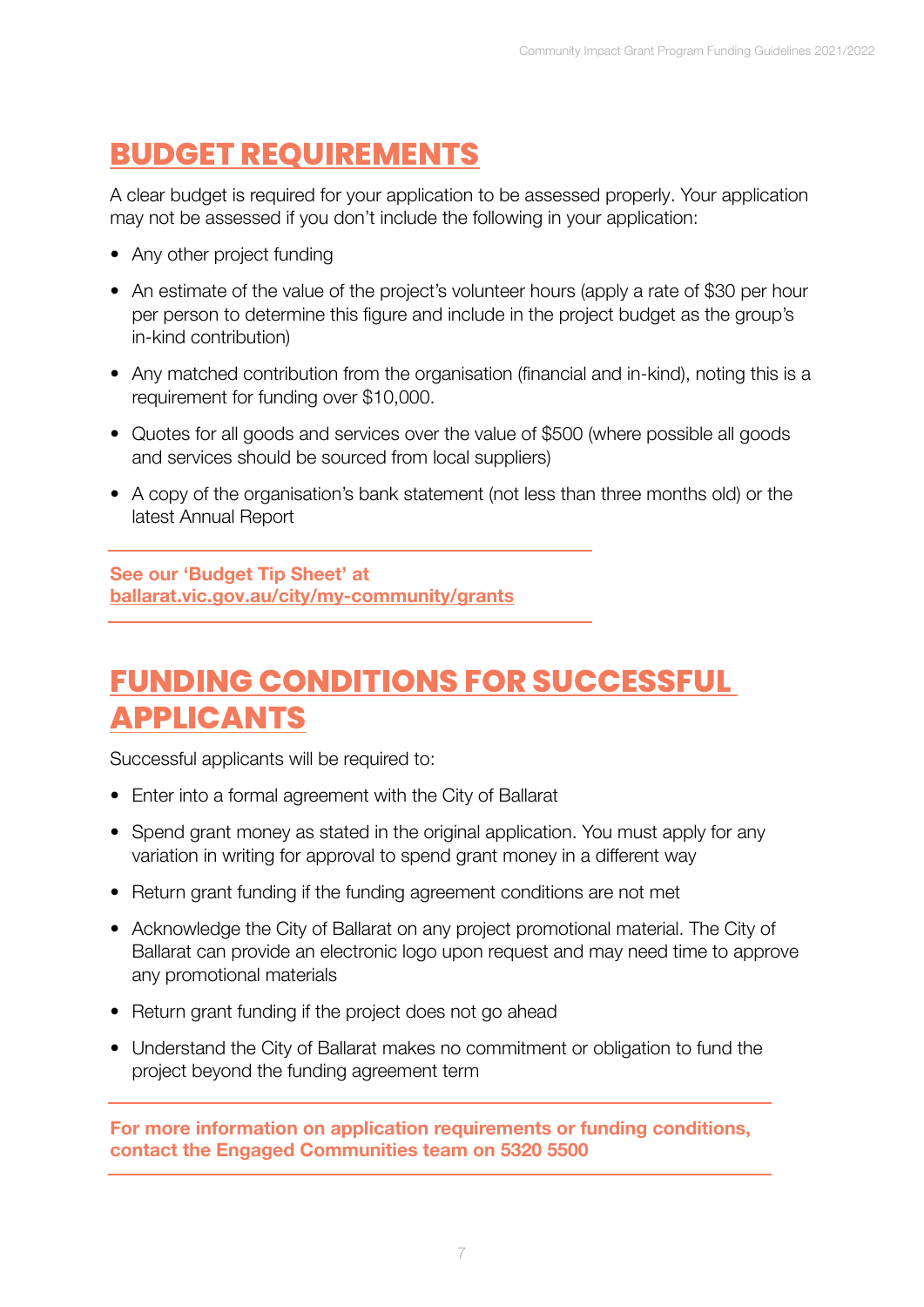## BUDGET REQUIREMENTS

A clear budget is required for your application to be assessed properly. Your application may not be assessed if you don't include the following in your application:

- Any other project funding
- An estimate of the value of the project's volunteer hours (apply a rate of $30 per hour per person to determine this figure and include in the project budget as the group's in-kind contribution)
- Any matched contribution from the organisation (financial and in-kind), noting this is a requirement for funding over $10,000.
- Quotes for all goods and services over the value of $500 (where possible all goods and services should be sourced from local suppliers)
- A copy of the organisation's bank statement (not less than three months old) or the latest Annual Report

**See our 'Budget Tip Sheet' at ballarat.vic.gov.au/city/my-community/grants**

## FUNDING CONDITIONS FOR SUCCESSFUL APPLICANTS

Successful applicants will be required to:

- Enter into a formal agreement with the City of Ballarat
- Spend grant money as stated in the original application. You must apply for any variation in writing for approval to spend grant money in a different way
- Return grant funding if the funding agreement conditions are not met
- Acknowledge the City of Ballarat on any project promotional material. The City of Ballarat can provide an electronic logo upon request and may need time to approve any promotional materials
- Return grant funding if the project does not go ahead
- Understand the City of Ballarat makes no commitment or obligation to fund the project beyond the funding agreement term

**For more information on application requirements or funding conditions, contact the Engaged Communities team on 5320 5500**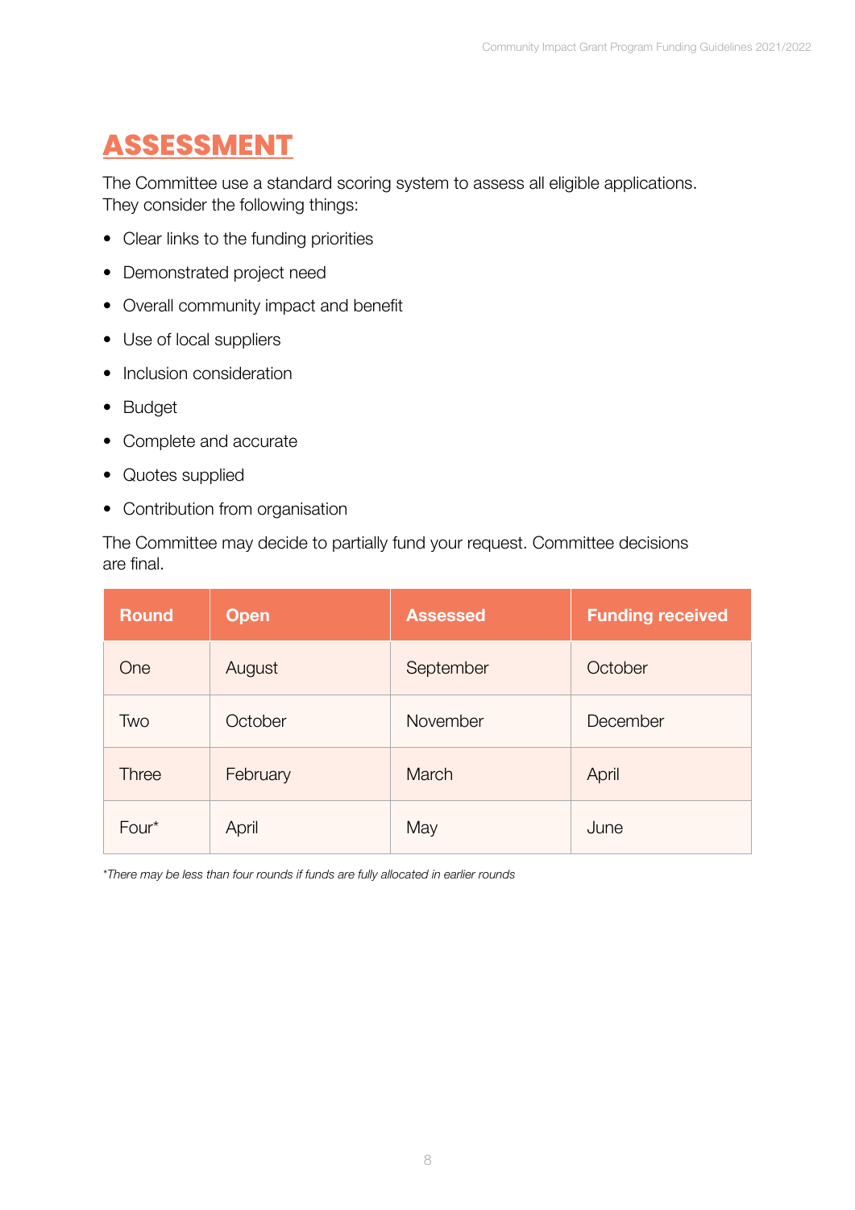# ASSESSMENT

The Committee use a standard scoring system to assess all eligible applications. They consider the following things:

- Clear links to the funding priorities
- Demonstrated project need
- Overall community impact and benefit
- Use of local suppliers
- Inclusion consideration
- Budget
- Complete and accurate
- Quotes supplied
- Contribution from organisation

The Committee may decide to partially fund your request. Committee decisions are final.

| Round | Open | Assessed | Funding received |
|---|---|---|---|
| One | August | September | October |
| Two | October | November | December |
| Three | February | March | April |
| Four* | April | May | June |

*\*There may be less than four rounds if funds are fully allocated in earlier rounds*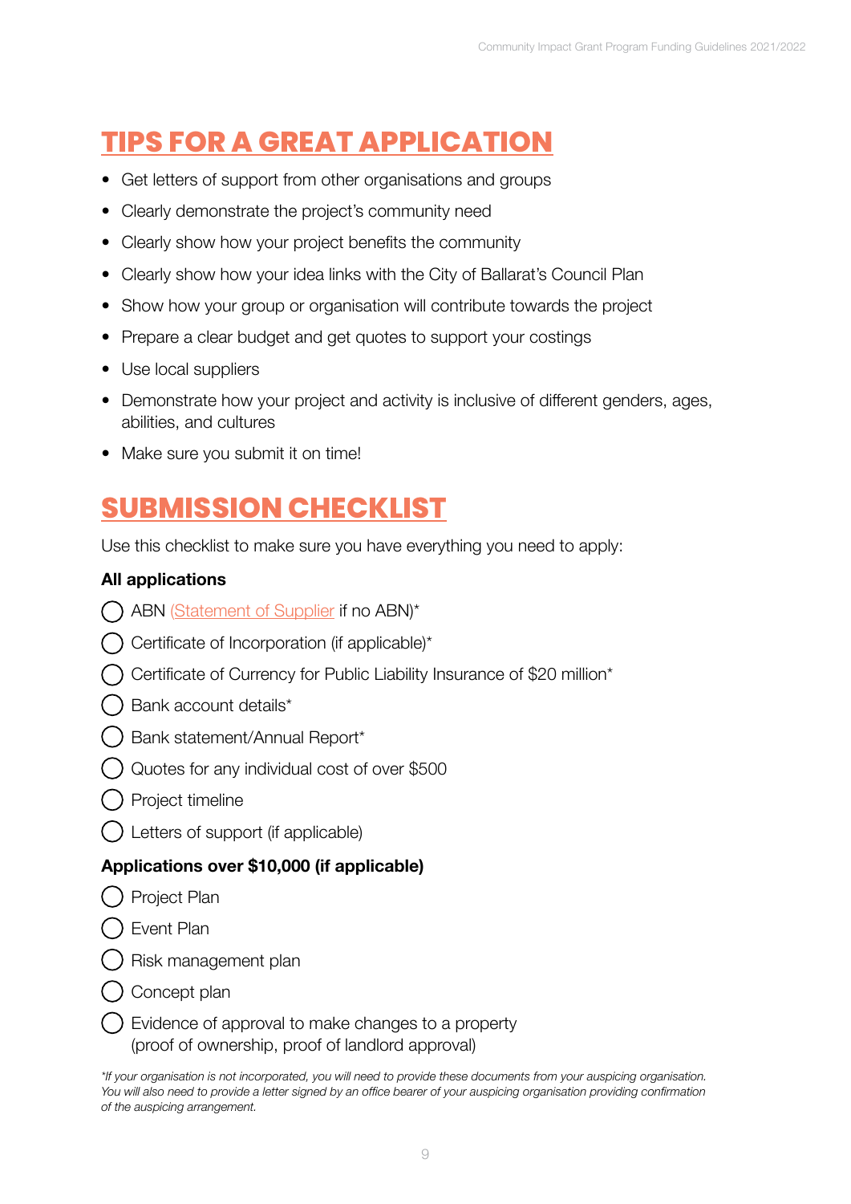## TIPS FOR A GREAT APPLICATION

- Get letters of support from other organisations and groups
- Clearly demonstrate the project's community need
- Clearly show how your project benefits the community
- Clearly show how your idea links with the City of Ballarat's Council Plan
- Show how your group or organisation will contribute towards the project
- Prepare a clear budget and get quotes to support your costings
- Use local suppliers
- Demonstrate how your project and activity is inclusive of different genders, ages, abilities, and cultures
- Make sure you submit it on time!

## SUBMISSION CHECKLIST

Use this checklist to make sure you have everything you need to apply:

**All applications**

- ◯ ABN (Statement of Supplier if no ABN)*
- ◯ Certificate of Incorporation (if applicable)*
- ◯ Certificate of Currency for Public Liability Insurance of $20 million*
- ◯ Bank account details*
- ◯ Bank statement/Annual Report*
- ◯ Quotes for any individual cost of over $500
- ◯ Project timeline
- ◯ Letters of support (if applicable)

**Applications over $10,000 (if applicable)**

- ◯ Project Plan
- ◯ Event Plan
- ◯ Risk management plan
- ◯ Concept plan
- ◯ Evidence of approval to make changes to a property (proof of ownership, proof of landlord approval)

*\*If your organisation is not incorporated, you will need to provide these documents from your auspicing organisation. You will also need to provide a letter signed by an office bearer of your auspicing organisation providing confirmation of the auspicing arrangement.*